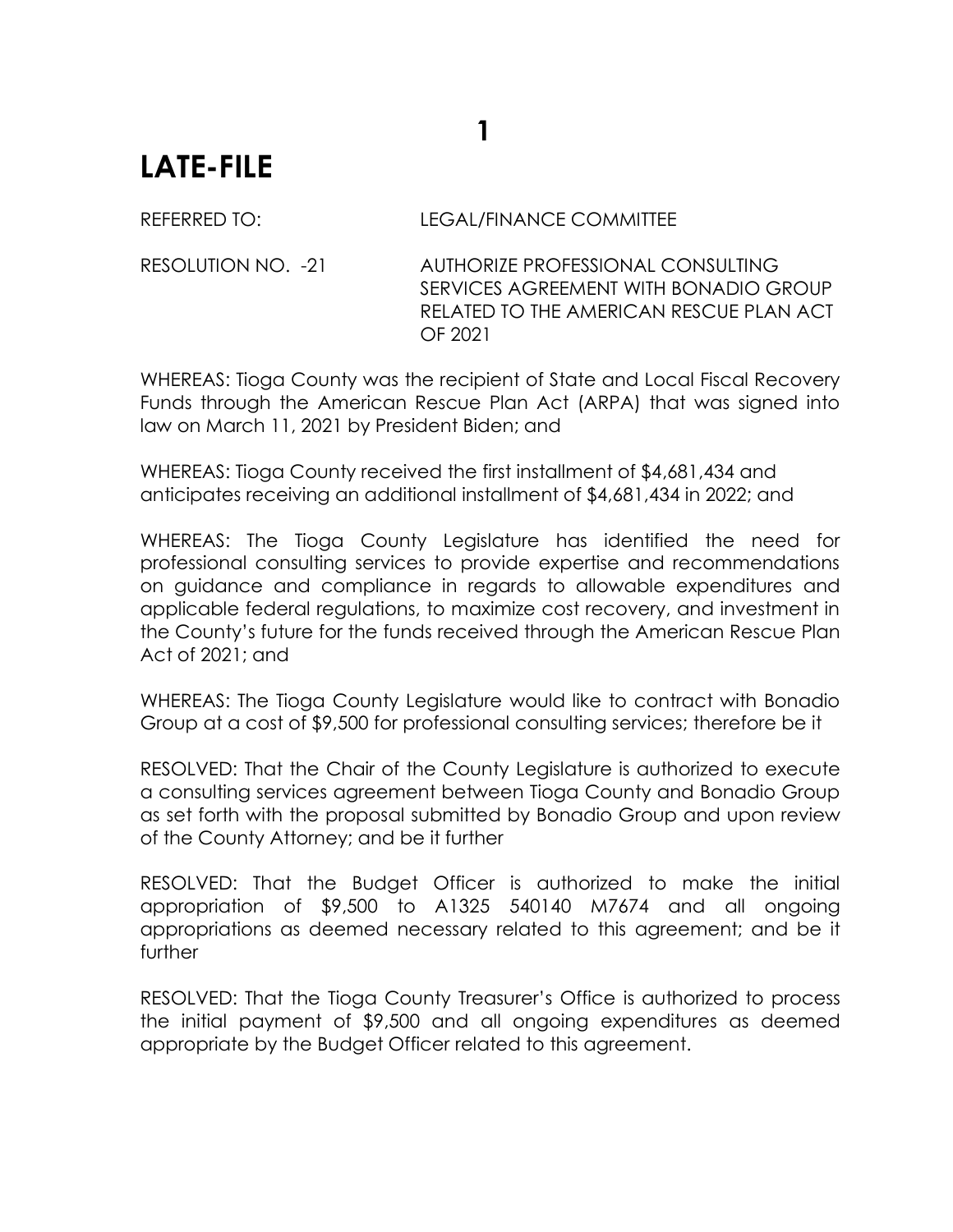# LATE-FILE

REFERRED TO: LEGAL/FINANCE COMMITTEE

RESOLUTION NO. -21 AUTHORIZE PROFESSIONAL CONSULTING SERVICES AGREEMENT WITH BONADIO GROUP RELATED TO THE AMERICAN RESCUE PLAN ACT OF 2021

WHEREAS: Tioga County was the recipient of State and Local Fiscal Recovery Funds through the American Rescue Plan Act (ARPA) that was signed into law on March 11, 2021 by President Biden; and

WHEREAS: Tioga County received the first installment of $4,681,434 and anticipates receiving an additional installment of $4,681,434 in 2022; and

WHEREAS: The Tioga County Legislature has identified the need for professional consulting services to provide expertise and recommendations on guidance and compliance in regards to allowable expenditures and applicable federal regulations, to maximize cost recovery, and investment in the County's future for the funds received through the American Rescue Plan Act of 2021; and

WHEREAS: The Tioga County Legislature would like to contract with Bonadio Group at a cost of $9,500 for professional consulting services; therefore be it

RESOLVED: That the Chair of the County Legislature is authorized to execute a consulting services agreement between Tioga County and Bonadio Group as set forth with the proposal submitted by Bonadio Group and upon review of the County Attorney; and be it further

RESOLVED: That the Budget Officer is authorized to make the initial appropriation of $9,500 to A1325 540140 M7674 and all ongoing appropriations as deemed necessary related to this agreement; and be it further

RESOLVED: That the Tioga County Treasurer's Office is authorized to process the initial payment of $9,500 and all ongoing expenditures as deemed appropriate by the Budget Officer related to this agreement.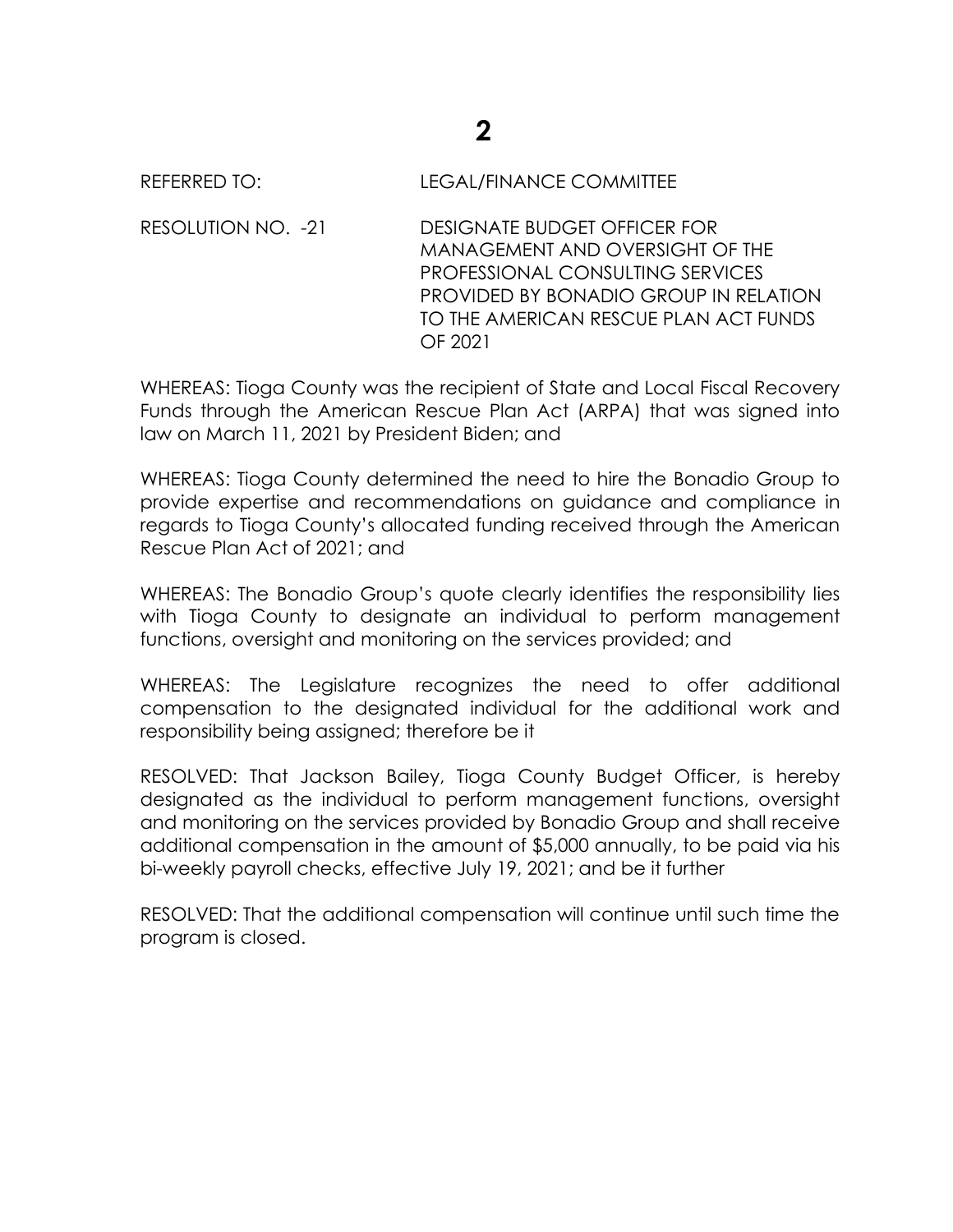REFERRED TO: LEGAL/FINANCE COMMITTEE

RESOLUTION NO. -21 DESIGNATE BUDGET OFFICER FOR MANAGEMENT AND OVERSIGHT OF THE PROFESSIONAL CONSULTING SERVICES PROVIDED BY BONADIO GROUP IN RELATION TO THE AMERICAN RESCUE PLAN ACT FUNDS OF 2021

WHEREAS: Tioga County was the recipient of State and Local Fiscal Recovery Funds through the American Rescue Plan Act (ARPA) that was signed into law on March 11, 2021 by President Biden; and

WHEREAS: Tioga County determined the need to hire the Bonadio Group to provide expertise and recommendations on guidance and compliance in regards to Tioga County's allocated funding received through the American Rescue Plan Act of 2021; and

WHEREAS: The Bonadio Group's quote clearly identifies the responsibility lies with Tioga County to designate an individual to perform management functions, oversight and monitoring on the services provided; and

WHEREAS: The Legislature recognizes the need to offer additional compensation to the designated individual for the additional work and responsibility being assigned; therefore be it

RESOLVED: That Jackson Bailey, Tioga County Budget Officer, is hereby designated as the individual to perform management functions, oversight and monitoring on the services provided by Bonadio Group and shall receive additional compensation in the amount of $5,000 annually, to be paid via his bi-weekly payroll checks, effective July 19, 2021; and be it further

RESOLVED: That the additional compensation will continue until such time the program is closed.